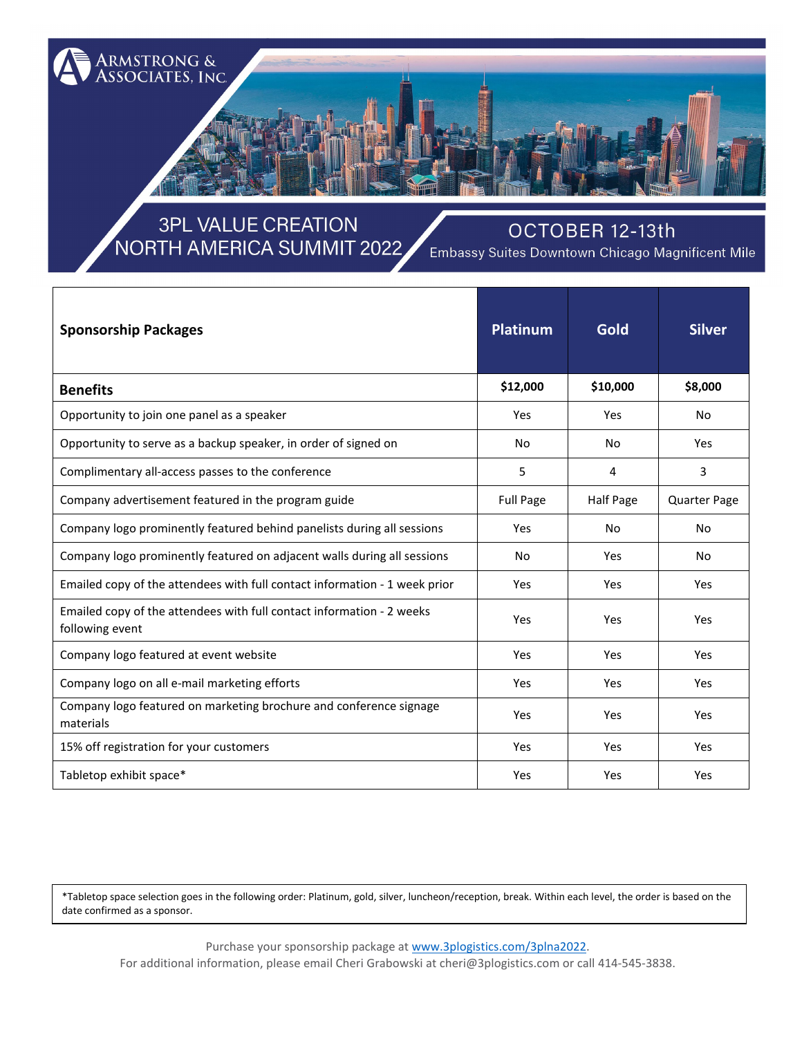Armstrong & Associates, Inc.

# 3PL VALUE CREATION NORTH AMERICA SUMMIT 2022

## OCTOBER 12-13th

Embassy Suites Downtown Chicago Magnificent Mile

| **Sponsorship Packages** | **Platinum** | **Gold** | **Silver** |
|---|---|---|---|
| **Benefits** | **$12,000** | **$10,000** | **$8,000** |
| Opportunity to join one panel as a speaker | Yes | Yes | No |
| Opportunity to serve as a backup speaker, in order of signed on | No | No | Yes |
| Complimentary all-access passes to the conference | 5 | 4 | 3 |
| Company advertisement featured in the program guide | Full Page | Half Page | Quarter Page |
| Company logo prominently featured behind panelists during all sessions | Yes | No | No |
| Company logo prominently featured on adjacent walls during all sessions | No | Yes | No |
| Emailed copy of the attendees with full contact information - 1 week prior | Yes | Yes | Yes |
| Emailed copy of the attendees with full contact information - 2 weeks following event | Yes | Yes | Yes |
| Company logo featured at event website | Yes | Yes | Yes |
| Company logo on all e-mail marketing efforts | Yes | Yes | Yes |
| Company logo featured on marketing brochure and conference signage materials | Yes | Yes | Yes |
| 15% off registration for your customers | Yes | Yes | Yes |
| Tabletop exhibit space* | Yes | Yes | Yes |

*Tabletop space selection goes in the following order: Platinum, gold, silver, luncheon/reception, break. Within each level, the order is based on the date confirmed as a sponsor.

Purchase your sponsorship package at [www.3plogistics.com/3plna2022](www.3plogistics.com/3plna2022).

For additional information, please email Cheri Grabowski at cheri@3plogistics.com or call 414-545-3838.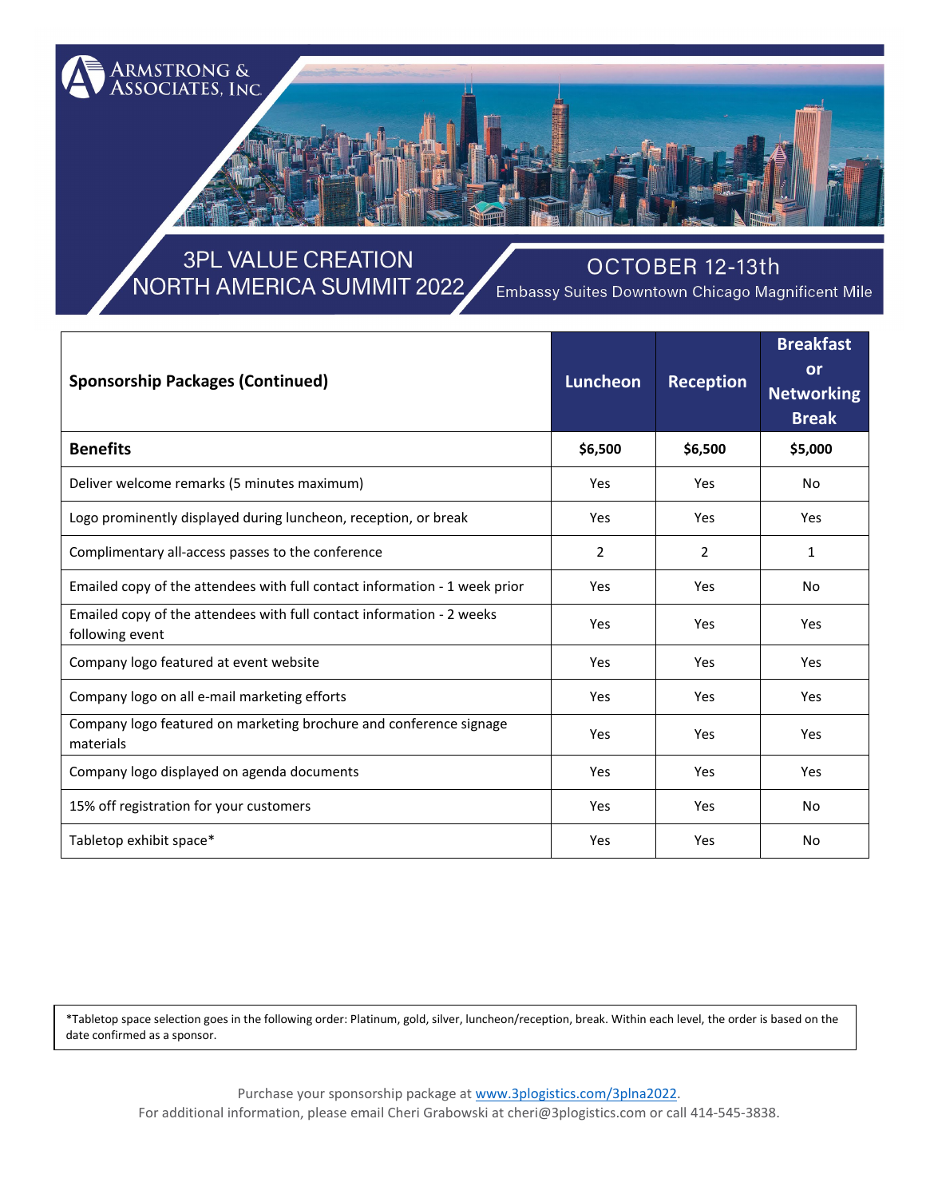# 3PL VALUE CREATION NORTH AMERICA SUMMIT 2022

## OCTOBER 12-13th

Embassy Suites Downtown Chicago Magnificent Mile

| Sponsorship Packages (Continued) | Luncheon | Reception | Breakfast or Networking Break |
|---|---|---|---|
| **Benefits** | **$6,500** | **$6,500** | **$5,000** |
| Deliver welcome remarks (5 minutes maximum) | Yes | Yes | No |
| Logo prominently displayed during luncheon, reception, or break | Yes | Yes | Yes |
| Complimentary all-access passes to the conference | 2 | 2 | 1 |
| Emailed copy of the attendees with full contact information - 1 week prior | Yes | Yes | No |
| Emailed copy of the attendees with full contact information - 2 weeks following event | Yes | Yes | Yes |
| Company logo featured at event website | Yes | Yes | Yes |
| Company logo on all e-mail marketing efforts | Yes | Yes | Yes |
| Company logo featured on marketing brochure and conference signage materials | Yes | Yes | Yes |
| Company logo displayed on agenda documents | Yes | Yes | Yes |
| 15% off registration for your customers | Yes | Yes | No |
| Tabletop exhibit space* | Yes | Yes | No |

*Tabletop space selection goes in the following order: Platinum, gold, silver, luncheon/reception, break. Within each level, the order is based on the date confirmed as a sponsor.

Purchase your sponsorship package at [www.3plogistics.com/3plna2022](http://www.3plogistics.com/3plna2022).
For additional information, please email Cheri Grabowski at cheri@3plogistics.com or call 414-545-3838.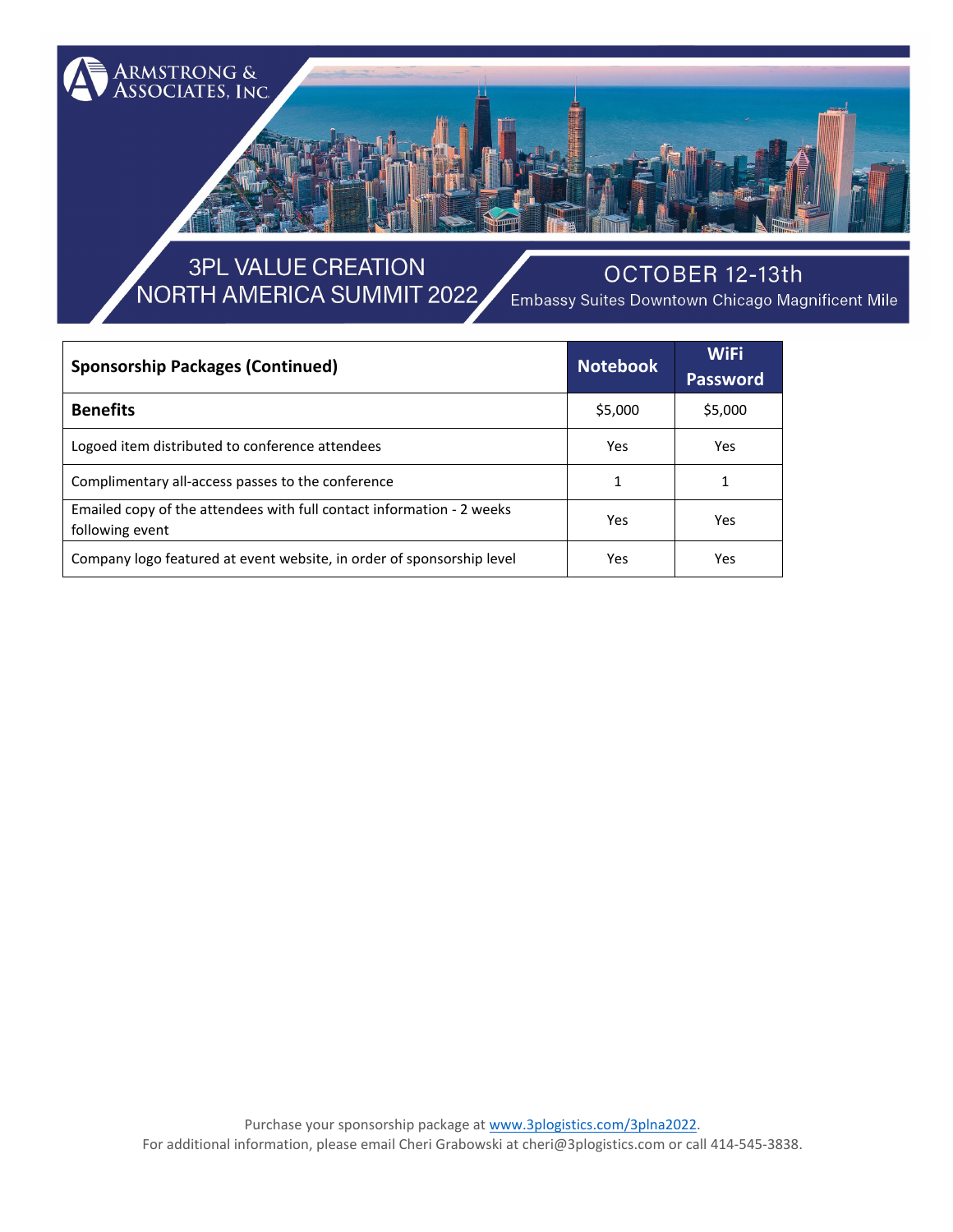ARMSTRONG & ASSOCIATES, INC.

3PL VALUE CREATION NORTH AMERICA SUMMIT 2022

OCTOBER 12-13th

Embassy Suites Downtown Chicago Magnificent Mile

| Sponsorship Packages (Continued) | Notebook | WiFi Password |
|---|---|---|
| **Benefits** | $5,000 | $5,000 |
| Logoed item distributed to conference attendees | Yes | Yes |
| Complimentary all-access passes to the conference | 1 | 1 |
| Emailed copy of the attendees with full contact information - 2 weeks following event | Yes | Yes |
| Company logo featured at event website, in order of sponsorship level | Yes | Yes |

Purchase your sponsorship package at [www.3plogistics.com/3plna2022](http://www.3plogistics.com/3plna2022).
For additional information, please email Cheri Grabowski at cheri@3plogistics.com or call 414-545-3838.